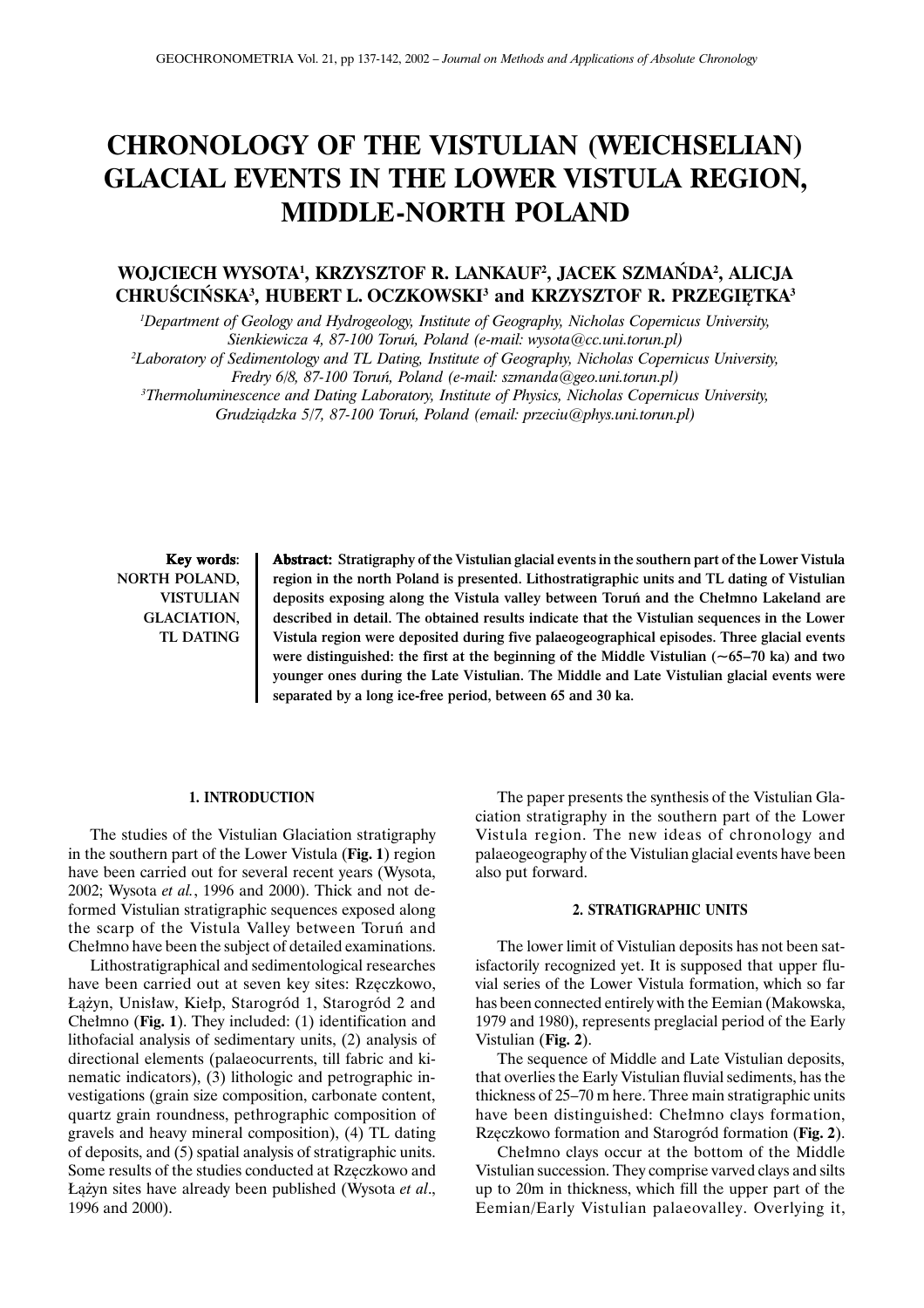# CHRONOLOGY OF THE VISTULIAN (WEICHSELIAN) GLACIAL EVENTS IN THE LOWER VISTULA REGION, MIDDLE-NORTH POLAND

**WOJCIECH WYSOTA[1], KRZYSZTOF R. LANKAUF[2], JACEK SZMAŃDA[2], ALICJA CHRUŚCIŃSKA[3], HUBERT L. OCZKOWSKI[3] and KRZYSZTOF R. PRZEGIĘTKA[3]**

[1]*Department of Geology and Hydrogeology, Institute of Geography, Nicholas Copernicus University, Sienkiewicza 4, 87-100 Toruń, Poland (e-mail: wysota@cc.uni.torun.pl)*

[2]*Laboratory of Sedimentology and TL Dating, Institute of Geography, Nicholas Copernicus University, Fredry 6/8, 87-100 Toruń, Poland (e-mail: szmanda@geo.uni.torun.pl)*

[3]*Thermoluminescence and Dating Laboratory, Institute of Physics, Nicholas Copernicus University, Grudziądzka 5/7, 87-100 Toruń, Poland (email: przeciu@phys.uni.torun.pl)*

**Key words**: NORTH POLAND, VISTULIAN GLACIATION, TL DATING

**Abstract: Stratigraphy of the Vistulian glacial events in the southern part of the Lower Vistula region in the north Poland is presented. Lithostratigraphic units and TL dating of Vistulian deposits exposing along the Vistula valley between Toruń and the Chełmno Lakeland are described in detail. The obtained results indicate that the Vistulian sequences in the Lower Vistula region were deposited during five palaeogeographical episodes. Three glacial events were distinguished: the first at the beginning of the Middle Vistulian (~65–70 ka) and two younger ones during the Late Vistulian. The Middle and Late Vistulian glacial events were separated by a long ice-free period, between 65 and 30 ka.**

## 1. INTRODUCTION

The studies of the Vistulian Glaciation stratigraphy in the southern part of the Lower Vistula (**Fig. 1**) region have been carried out for several recent years (Wysota, 2002; Wysota *et al.*, 1996 and 2000). Thick and not deformed Vistulian stratigraphic sequences exposed along the scarp of the Vistula Valley between Toruń and Chełmno have been the subject of detailed examinations.

Lithostratigraphical and sedimentological researches have been carried out at seven key sites: Rzęczkowo, Łążyn, Unisław, Kiełp, Starogród 1, Starogród 2 and Chełmno (**Fig. 1**). They included: (1) identification and lithofacial analysis of sedimentary units, (2) analysis of directional elements (palaeocurrents, till fabric and kinematic indicators), (3) lithologic and petrographic investigations (grain size composition, carbonate content, quartz grain roundness, pethrographic composition of gravels and heavy mineral composition), (4) TL dating of deposits, and (5) spatial analysis of stratigraphic units. Some results of the studies conducted at Rzęczkowo and Łążyn sites have already been published (Wysota *et al*., 1996 and 2000).

The paper presents the synthesis of the Vistulian Glaciation stratigraphy in the southern part of the Lower Vistula region. The new ideas of chronology and palaeogeography of the Vistulian glacial events have been also put forward.

## 2. STRATIGRAPHIC UNITS

The lower limit of Vistulian deposits has not been satisfactorily recognized yet. It is supposed that upper fluvial series of the Lower Vistula formation, which so far has been connected entirely with the Eemian (Makowska, 1979 and 1980), represents preglacial period of the Early Vistulian (**Fig. 2**).

The sequence of Middle and Late Vistulian deposits, that overlies the Early Vistulian fluvial sediments, has the thickness of 25–70 m here. Three main stratigraphic units have been distinguished: Chełmno clays formation, Rzęczkowo formation and Starogród formation (**Fig. 2**).

Chełmno clays occur at the bottom of the Middle Vistulian succession. They comprise varved clays and silts up to 20m in thickness, which fill the upper part of the Eemian/Early Vistulian palaeovalley. Overlying it,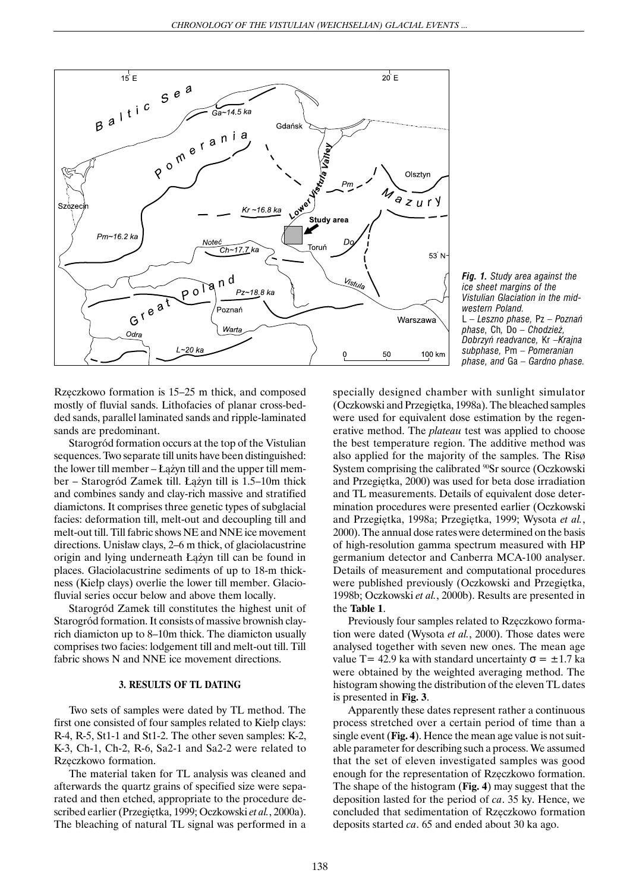*Fig. 1. Study area against the ice sheet margins of the Vistulian Glaciation in the mid-western Poland.*
*L – Leszno phase, Pz – Poznań phase, Ch, Do – Chodzież, Dobrzyń readvance, Kr –Krajna subphase, Pm – Pomeranian phase, and Ga – Gardno phase.*

Rzęczkowo formation is 15–25 m thick, and composed mostly of fluvial sands. Lithofacies of planar cross-bedded sands, parallel laminated sands and ripple-laminated sands are predominant.

Starogród formation occurs at the top of the Vistulian sequences. Two separate till units have been distinguished: the lower till member – Łążyn till and the upper till member – Starogród Zamek till. Łążyn till is 1.5–10m thick and combines sandy and clay-rich massive and stratified diamictons. It comprises three genetic types of subglacial facies: deformation till, melt-out and decoupling till and melt-out till. Till fabric shows NE and NNE ice movement directions. Unisław clays, 2–6 m thick, of glaciolacustrine origin and lying underneath Łążyn till can be found in places. Glaciolacustrine sediments of up to 18-m thickness (Kiełp clays) overlie the lower till member. Glaciofluvial series occur below and above them locally.

Starogród Zamek till constitutes the highest unit of Starogród formation. It consists of massive brownish clay-rich diamicton up to 8–10m thick. The diamicton usually comprises two facies: lodgement till and melt-out till. Till fabric shows N and NNE ice movement directions.

## 3. RESULTS OF TL DATING

Two sets of samples were dated by TL method. The first one consisted of four samples related to Kiełp clays: R-4, R-5, St1-1 and St1-2. The other seven samples: K-2, K-3, Ch-1, Ch-2, R-6, Sa2-1 and Sa2-2 were related to Rzęczkowo formation.

The material taken for TL analysis was cleaned and afterwards the quartz grains of specified size were separated and then etched, appropriate to the procedure described earlier (Przegiętka, 1999; Oczkowski *et al.*, 2000a). The bleaching of natural TL signal was performed in a specially designed chamber with sunlight simulator (Oczkowski and Przegiętka, 1998a). The bleached samples were used for equivalent dose estimation by the regenerative method. The *plateau* test was applied to choose the best temperature region. The additive method was also applied for the majority of the samples. The Risø System comprising the calibrated $^{90}Sr$ source (Oczkowski and Przegiętka, 2000) was used for beta dose irradiation and TL measurements. Details of equivalent dose determination procedures were presented earlier (Oczkowski and Przegiętka, 1998a; Przegiętka, 1999; Wysota *et al.*, 2000). The annual dose rates were determined on the basis of high-resolution gamma spectrum measured with HP germanium detector and Canberra MCA-100 analyser. Details of measurement and computational procedures were published previously (Oczkowski and Przegiętka, 1998b; Oczkowski *et al.*, 2000b). Results are presented in the **Table 1**.

Previously four samples related to Rzęczkowo formation were dated (Wysota *et al.*, 2000). Those dates were analysed together with seven new ones. The mean age value T= 42.9 ka with standard uncertainty $\sigma = \pm 1.7$ ka were obtained by the weighted averaging method. The histogram showing the distribution of the eleven TL dates is presented in **Fig. 3**.

Apparently these dates represent rather a continuous process stretched over a certain period of time than a single event (**Fig. 4**). Hence the mean age value is not suitable parameter for describing such a process. We assumed that the set of eleven investigated samples was good enough for the representation of Rzęczkowo formation. The shape of the histogram (**Fig. 4**) may suggest that the deposition lasted for the period of *ca*. 35 ky. Hence, we concluded that sedimentation of Rzęczkowo formation deposits started *ca*. 65 and ended about 30 ka ago.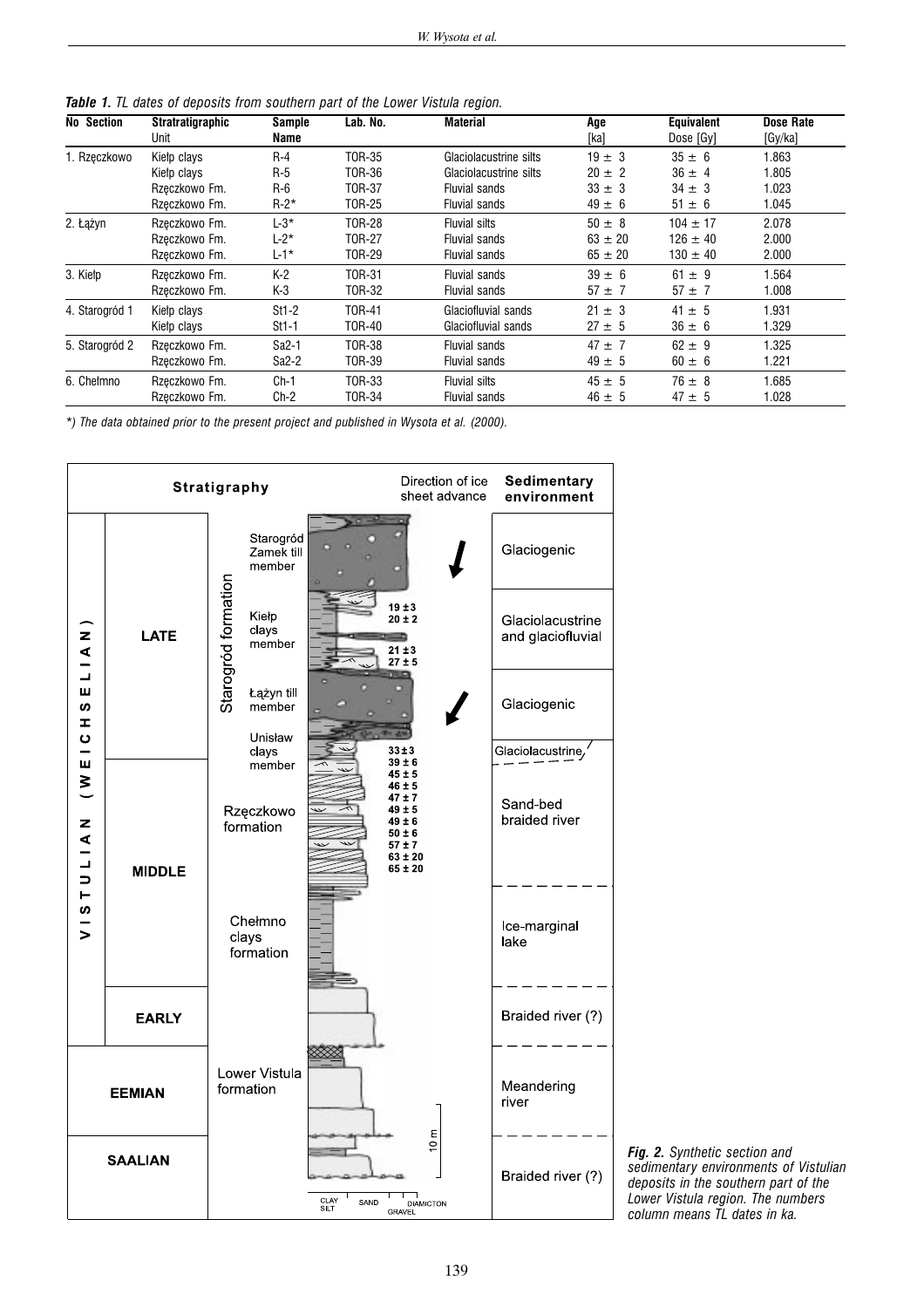***Table 1.*** *TL dates of deposits from southern part of the Lower Vistula region.*

| No Section | Stratatigraphic Unit | Sample Name | Lab. No. | Material | Age [ka] | Equivalent Dose [Gy] | Dose Rate [Gy/ka] |
|---|---|---|---|---|---|---|---|
| 1. Ręczkowo | Kiełp clays | R-4 | TOR-35 | Glaciolacustrine silts | 19 ± 3 | 35 ± 6 | 1.863 |
| | Kiełp clays | R-5 | TOR-36 | Glaciolacustrine silts | 20 ± 2 | 36 ± 4 | 1.805 |
| | Ręczkowo Fm. | R-6 | TOR-37 | Fluvial sands | 33 ± 3 | 34 ± 3 | 1.023 |
| | Ręczkowo Fm. | R-2* | TOR-25 | Fluvial sands | 49 ± 6 | 51 ± 6 | 1.045 |
| 2. Łążyn | Ręczkowo Fm. | L-3* | TOR-28 | Fluvial silts | 50 ± 8 | 104 ± 17 | 2.078 |
| | Ręczkowo Fm. | L-2* | TOR-27 | Fluvial sands | 63 ± 20 | 126 ± 40 | 2.000 |
| | Ręczkowo Fm. | L-1* | TOR-29 | Fluvial sands | 65 ± 20 | 130 ± 40 | 2.000 |
| 3. Kiełp | Ręczkowo Fm. | K-2 | TOR-31 | Fluvial sands | 39 ± 6 | 61 ± 9 | 1.564 |
| | Ręczkowo Fm. | K-3 | TOR-32 | Fluvial sands | 57 ± 7 | 57 ± 7 | 1.008 |
| 4. Starogród 1 | Kiełp clays | St1-2 | TOR-41 | Glaciofluvial sands | 21 ± 3 | 41 ± 5 | 1.931 |
| | Kiełp clays | St1-1 | TOR-40 | Glaciofluvial sands | 27 ± 5 | 36 ± 6 | 1.329 |
| 5. Starogród 2 | Ręczkowo Fm. | Sa2-1 | TOR-38 | Fluvial sands | 47 ± 7 | 62 ± 9 | 1.325 |
| | Ręczkowo Fm. | Sa2-2 | TOR-39 | Fluvial sands | 49 ± 5 | 60 ± 6 | 1.221 |
| 6. Chełmno | Ręczkowo Fm. | Ch-1 | TOR-33 | Fluvial silts | 45 ± 5 | 76 ± 8 | 1.685 |
| | Ręczkowo Fm. | Ch-2 | TOR-34 | Fluvial sands | 46 ± 5 | 47 ± 5 | 1.028 |

*\*) The data obtained prior to the present project and published in Wysota et al. (2000).*

***Fig. 2.*** *Synthetic section and sedimentary environments of Vistulian deposits in the southern part of the Lower Vistula region. The numbers column means TL dates in ka.*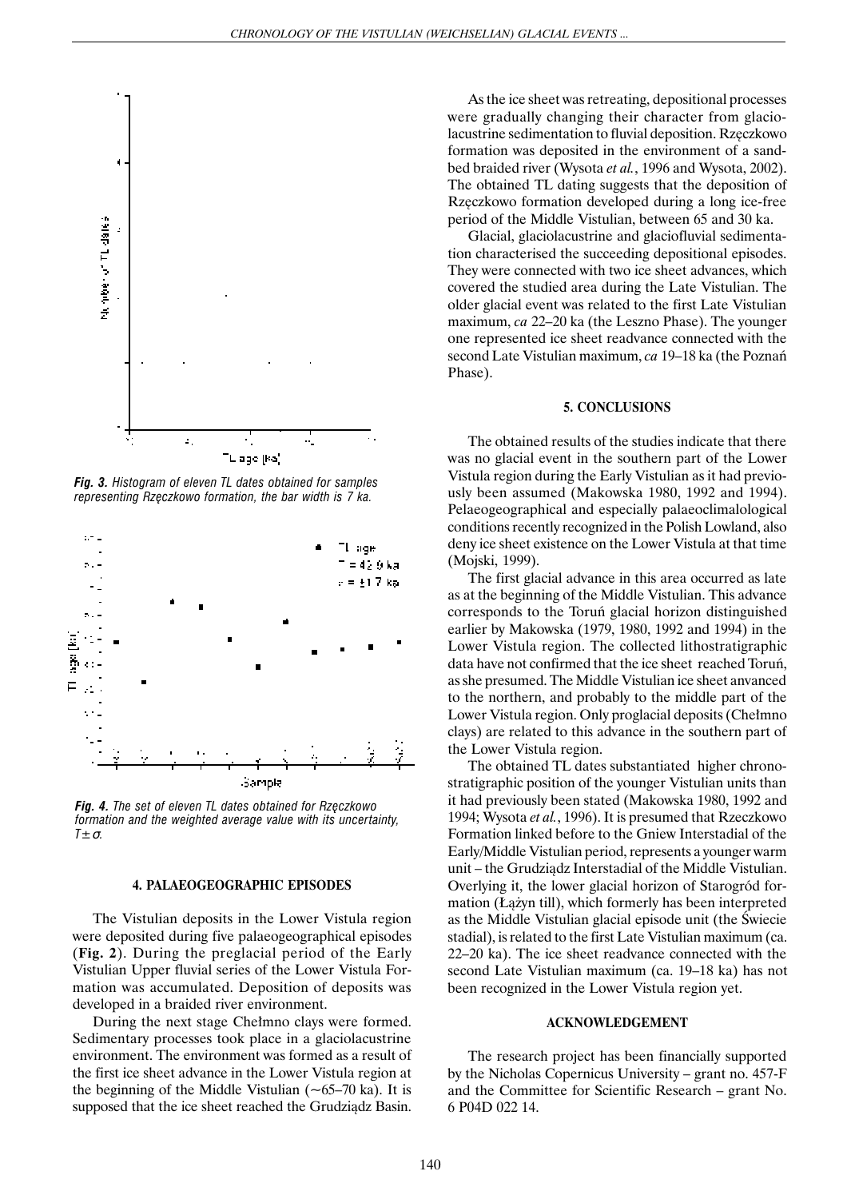*Fig. 3. Histogram of eleven TL dates obtained for samples representing Rzęczkowo formation, the bar width is 7 ka.*

*Fig. 4. The set of eleven TL dates obtained for Rzęczkowo formation and the weighted average value with its uncertainty, $T \pm \sigma$.*

## 4. PALAEOGEOGRAPHIC EPISODES

The Vistulian deposits in the Lower Vistula region were deposited during five palaeogeographical episodes (**Fig. 2**). During the preglacial period of the Early Vistulian Upper fluvial series of the Lower Vistula Formation was accumulated. Deposition of deposits was developed in a braided river environment.

During the next stage Chełmno clays were formed. Sedimentary processes took place in a glaciolacustrine environment. The environment was formed as a result of the first ice sheet advance in the Lower Vistula region at the beginning of the Middle Vistulian (~65–70 ka). It is supposed that the ice sheet reached the Grudziądz Basin.

As the ice sheet was retreating, depositional processes were gradually changing their character from glaciolacustrine sedimentation to fluvial deposition. Rzęczkowo formation was deposited in the environment of a sand-bed braided river (Wysota *et al.*, 1996 and Wysota, 2002). The obtained TL dating suggests that the deposition of Rzęczkowo formation developed during a long ice-free period of the Middle Vistulian, between 65 and 30 ka.

Glacial, glaciolacustrine and glaciofluvial sedimentation characterised the succeeding depositional episodes. They were connected with two ice sheet advances, which covered the studied area during the Late Vistulian. The older glacial event was related to the first Late Vistulian maximum, *ca* 22–20 ka (the Leszno Phase). The younger one represented ice sheet readvance connected with the second Late Vistulian maximum, *ca* 19–18 ka (the Poznań Phase).

## 5. CONCLUSIONS

The obtained results of the studies indicate that there was no glacial event in the southern part of the Lower Vistula region during the Early Vistulian as it had previously been assumed (Makowska 1980, 1992 and 1994). Pelaeogeographical and especially palaeoclimalological conditions recently recognized in the Polish Lowland, also deny ice sheet existence on the Lower Vistula at that time (Mojski, 1999).

The first glacial advance in this area occurred as late as at the beginning of the Middle Vistulian. This advance corresponds to the Toruń glacial horizon distinguished earlier by Makowska (1979, 1980, 1992 and 1994) in the Lower Vistula region. The collected lithostratigraphic data have not confirmed that the ice sheet reached Toruń, as she presumed. The Middle Vistulian ice sheet anvanced to the northern, and probably to the middle part of the Lower Vistula region. Only proglacial deposits (Chełmno clays) are related to this advance in the southern part of the Lower Vistula region.

The obtained TL dates substantiated higher chronostratigraphic position of the younger Vistulian units than it had previously been stated (Makowska 1980, 1992 and 1994; Wysota *et al.*, 1996). It is presumed that Rzeczkowo Formation linked before to the Gniew Interstadial of the Early/Middle Vistulian period, represents a younger warm unit – the Grudziądz Interstadial of the Middle Vistulian. Overlying it, the lower glacial horizon of Starogród formation (Łążyn till), which formerly has been interpreted as the Middle Vistulian glacial episode unit (the Świecie stadial), is related to the first Late Vistulian maximum (ca. 22–20 ka). The ice sheet readvance connected with the second Late Vistulian maximum (ca. 19–18 ka) has not been recognized in the Lower Vistula region yet.

## ACKNOWLEDGEMENT

The research project has been financially supported by the Nicholas Copernicus University – grant no. 457-F and the Committee for Scientific Research – grant No. 6 P04D 022 14.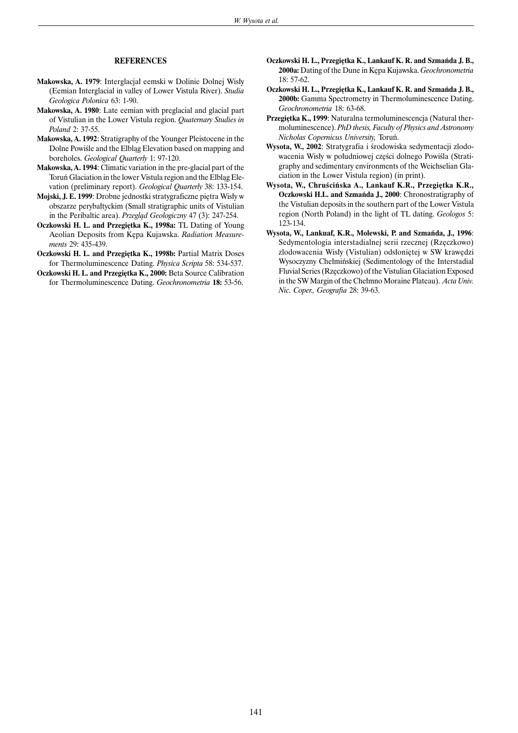## REFERENCES

**Makowska, A. 1979**: Interglacjał eemski w Dolinie Dolnej Wisły (Eemian Interglacial in valley of Lower Vistula River). *Studia Geologica Polonica* 63: 1-90.

**Makowska, A. 1980**: Late eemian with preglacial and glacial part of Vistulian in the Lower Vistula region. *Quaternary Studies in Poland* 2: 37-55.

**Makowska, A. 1992**: Stratigraphy of the Younger Pleistocene in the Dolne Powiśle and the Elbląg Elevation based on mapping and boreholes. *Geological Quarterly* 1: 97-120.

**Makowska, A. 1994**: Climatic variation in the pre-glacial part of the Toruń Glaciation in the lower Vistula region and the Elbląg Elevation (preliminary report). *Geological Quarterly* 38: 133-154.

**Mojski, J. E. 1999**: Drobne jednostki stratygraficzne piętra Wisły w obszarze perybałtyckim (Small stratigraphic units of Vistulian in the Peribaltic area). *Przegląd Geologiczny* 47 (3): 247-254.

**Oczkowski H. L. and Przegiętka K., 1998a:** TL Dating of Young Aeolian Deposits from Kępa Kujawska. *Radiation Measurements* 29: 435-439.

**Oczkowski H. L. and Przegiętka K., 1998b:** Partial Matrix Doses for Thermoluminescence Dating. *Physica Scripta* 58: 534-537.

**Oczkowski H. L. and Przegiętka K., 2000:** Beta Source Calibration for Thermoluminescence Dating. *Geochronometria* **18:** 53-56.

**Oczkowski H. L., Przegiętka K., Lankauf K. R. and Szmańda J. B., 2000a:** Dating of the Dune in Kępa Kujawska. *Geochronometria* 18: 57-62.

**Oczkowski H. L., Przegiętka K., Lankauf K. R. and Szmańda J. B., 2000b:** Gamma Spectrometry in Thermoluminescence Dating. *Geochronometria* 18: 63-68.

**Przegiętka K., 1999**: Naturalna termoluminescencja (Natural thermoluminescence). *PhD thesis, Faculty of Physics and Astronomy Nicholas Copernicus University,* Toruń.

**Wysota, W., 2002**: Stratygrafia i środowiska sedymentacji zlodowacenia Wisły w południowej części dolnego Powiśla (Stratigraphy and sedimentary environments of the Weichselian Glaciation in the Lower Vistula region) (in print).

**Wysota, W., Chruścińska A., Lankauf K.R., Przegiętka K.R., Oczkowski H.L. and Szmańda J., 2000**: Chronostratigraphy of the Vistulian deposits in the southern part of the Lower Vistula region (North Poland) in the light of TL dating. *Geologos* 5: 123-134.

**Wysota, W., Lankuaf, K.R., Molewski, P. and Szmańda, J., 1996**: Sedymentologia interstadialnej serii rzecznej (Rzęczkowo) zlodowacenia Wisły (Vistulian) odsłoniętej w SW krawędzi Wysoczyzny Chełmińskiej (Sedimentology of the Interstadial Fluvial Series (Rzęczkowo) of the Vistulian Glaciation Exposed in the SW Margin of the Chełmno Moraine Plateau). *Acta Univ. Nic. Coper., Geografia* 28: 39-63.